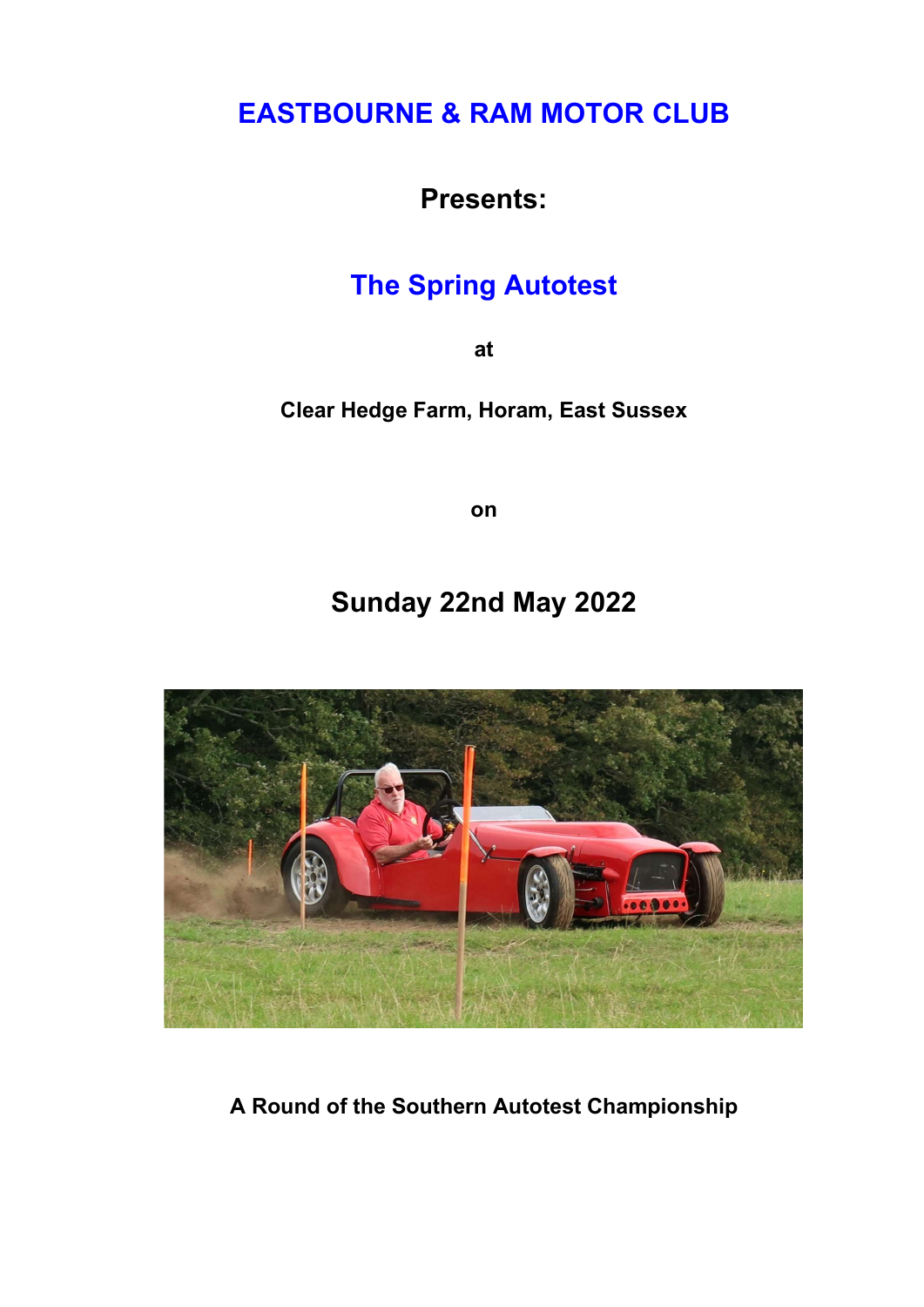# EASTBOURNE & RAM MOTOR CLUB

**Presents:**

## The Spring Autotest

**at**

**Clear Hedge Farm, Horam, East Sussex**

**on**

## Sunday 22nd May 2022

**A Round of the Southern Autotest Championship**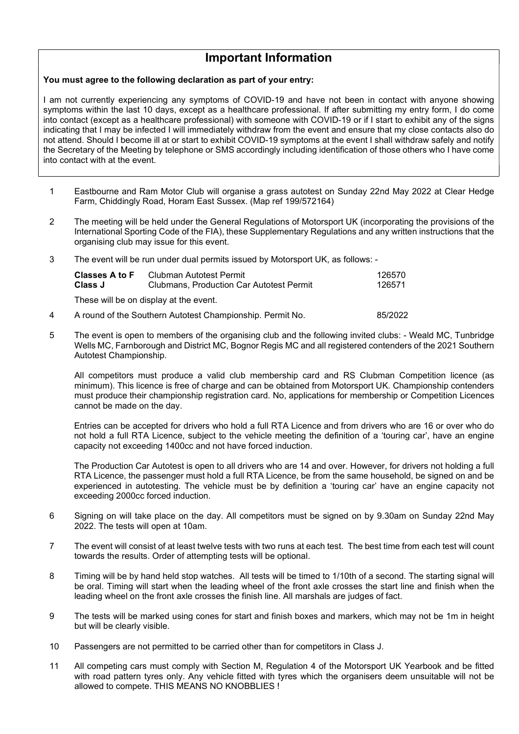## Important Information

**You must agree to the following declaration as part of your entry:**

I am not currently experiencing any symptoms of COVID-19 and have not been in contact with anyone showing symptoms within the last 10 days, except as a healthcare professional. If after submitting my entry form, I do come into contact (except as a healthcare professional) with someone with COVID-19 or if I start to exhibit any of the signs indicating that I may be infected I will immediately withdraw from the event and ensure that my close contacts also do not attend. Should I become ill at or start to exhibit COVID-19 symptoms at the event I shall withdraw safely and notify the Secretary of the Meeting by telephone or SMS accordingly including identification of those others who I have come into contact with at the event.

1. Eastbourne and Ram Motor Club will organise a grass autotest on Sunday 22nd May 2022 at Clear Hedge Farm, Chiddingly Road, Horam East Sussex. (Map ref 199/572164)

2. The meeting will be held under the General Regulations of Motorsport UK (incorporating the provisions of the International Sporting Code of the FIA), these Supplementary Regulations and any written instructions that the organising club may issue for this event.

3. The event will be run under dual permits issued by Motorsport UK, as follows: -

   | | | |
   |---|---|---|
   | **Classes A to F** | Clubman Autotest Permit | 126570 |
   | **Class J** | Clubmans, Production Car Autotest Permit | 126571 |

   These will be on display at the event.

4. A round of the Southern Autotest Championship. Permit No. 85/2022

5. The event is open to members of the organising club and the following invited clubs: - Weald MC, Tunbridge Wells MC, Farnborough and District MC, Bognor Regis MC and all registered contenders of the 2021 Southern Autotest Championship.

   All competitors must produce a valid club membership card and RS Clubman Competition licence (as minimum). This licence is free of charge and can be obtained from Motorsport UK. Championship contenders must produce their championship registration card. No, applications for membership or Competition Licences cannot be made on the day.

   Entries can be accepted for drivers who hold a full RTA Licence and from drivers who are 16 or over who do not hold a full RTA Licence, subject to the vehicle meeting the definition of a 'touring car', have an engine capacity not exceeding 1400cc and not have forced induction.

   The Production Car Autotest is open to all drivers who are 14 and over. However, for drivers not holding a full RTA Licence, the passenger must hold a full RTA Licence, be from the same household, be signed on and be experienced in autotesting. The vehicle must be by definition a 'touring car' have an engine capacity not exceeding 2000cc forced induction.

6. Signing on will take place on the day. All competitors must be signed on by 9.30am on Sunday 22nd May 2022. The tests will open at 10am.

7. The event will consist of at least twelve tests with two runs at each test. The best time from each test will count towards the results. Order of attempting tests will be optional.

8. Timing will be by hand held stop watches. All tests will be timed to 1/10th of a second. The starting signal will be oral. Timing will start when the leading wheel of the front axle crosses the start line and finish when the leading wheel on the front axle crosses the finish line. All marshals are judges of fact.

9. The tests will be marked using cones for start and finish boxes and markers, which may not be 1m in height but will be clearly visible.

10. Passengers are not permitted to be carried other than for competitors in Class J.

11. All competing cars must comply with Section M, Regulation 4 of the Motorsport UK Yearbook and be fitted with road pattern tyres only. Any vehicle fitted with tyres which the organisers deem unsuitable will not be allowed to compete. THIS MEANS NO KNOBBLIES !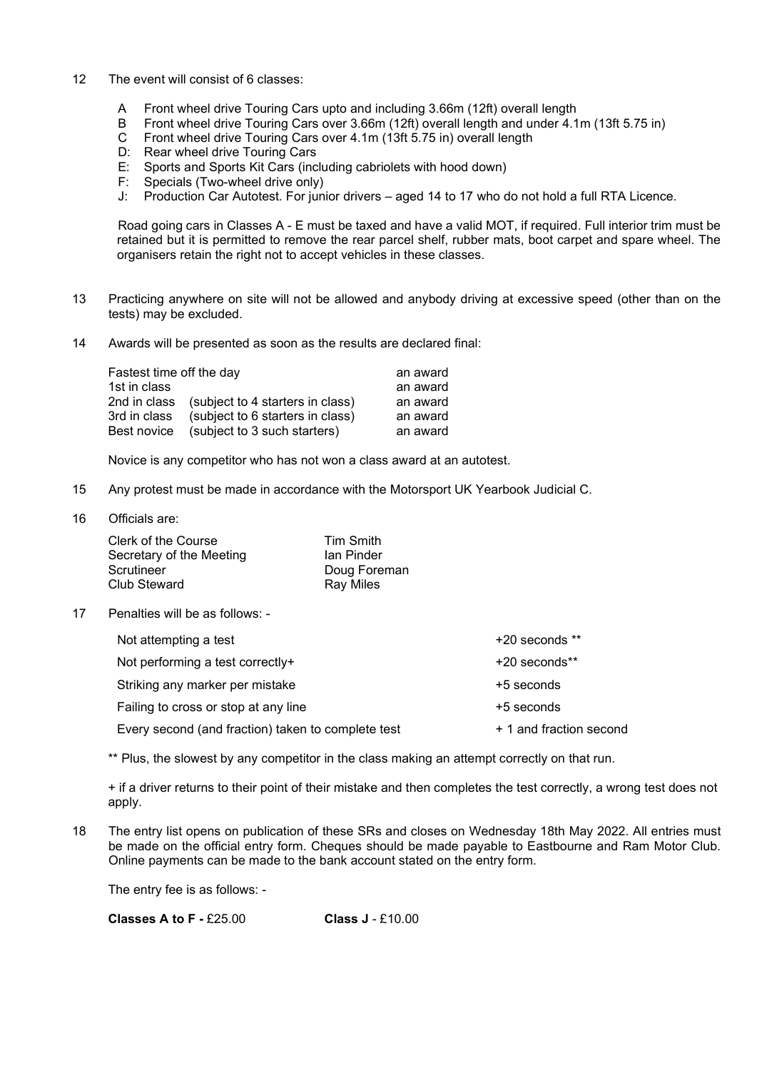12 The event will consist of 6 classes:

- A Front wheel drive Touring Cars upto and including 3.66m (12ft) overall length
- B Front wheel drive Touring Cars over 3.66m (12ft) overall length and under 4.1m (13ft 5.75 in)
- C Front wheel drive Touring Cars over 4.1m (13ft 5.75 in) overall length
- D: Rear wheel drive Touring Cars
- E: Sports and Sports Kit Cars (including cabriolets with hood down)
- F: Specials (Two-wheel drive only)
- J: Production Car Autotest. For junior drivers – aged 14 to 17 who do not hold a full RTA Licence.

Road going cars in Classes A - E must be taxed and have a valid MOT, if required. Full interior trim must be retained but it is permitted to remove the rear parcel shelf, rubber mats, boot carpet and spare wheel. The organisers retain the right not to accept vehicles in these classes.

13 Practicing anywhere on site will not be allowed and anybody driving at excessive speed (other than on the tests) may be excluded.

14 Awards will be presented as soon as the results are declared final:

| | | |
|---|---|---|
| Fastest time off the day | | an award |
| 1st in class | | an award |
| 2nd in class | (subject to 4 starters in class) | an award |
| 3rd in class | (subject to 6 starters in class) | an award |
| Best novice | (subject to 3 such starters) | an award |

Novice is any competitor who has not won a class award at an autotest.

15 Any protest must be made in accordance with the Motorsport UK Yearbook Judicial C.

16 Officials are:

| | |
|---|---|
| Clerk of the Course | Tim Smith |
| Secretary of the Meeting | Ian Pinder |
| Scrutineer | Doug Foreman |
| Club Steward | Ray Miles |

17 Penalties will be as follows: -

| | |
|---|---|
| Not attempting a test | +20 seconds ** |
| Not performing a test correctly+ | +20 seconds** |
| Striking any marker per mistake | +5 seconds |
| Failing to cross or stop at any line | +5 seconds |
| Every second (and fraction) taken to complete test | + 1 and fraction second |

** Plus, the slowest by any competitor in the class making an attempt correctly on that run.

+ if a driver returns to their point of their mistake and then completes the test correctly, a wrong test does not apply.

18 The entry list opens on publication of these SRs and closes on Wednesday 18th May 2022. All entries must be made on the official entry form. Cheques should be made payable to Eastbourne and Ram Motor Club. Online payments can be made to the bank account stated on the entry form.

The entry fee is as follows: -

**Classes A to F -** £25.00 **Class J** - £10.00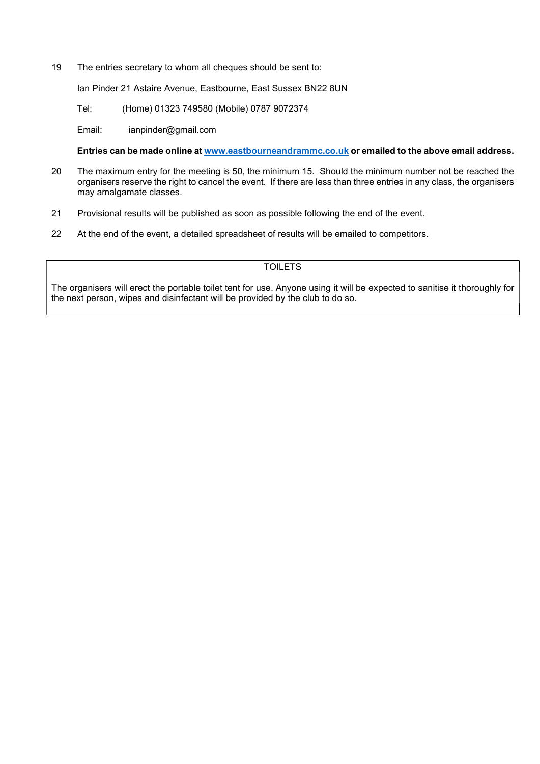19 The entries secretary to whom all cheques should be sent to:

Ian Pinder 21 Astaire Avenue, Eastbourne, East Sussex BN22 8UN

Tel: (Home) 01323 749580 (Mobile) 0787 9072374

Email: ianpinder@gmail.com

**Entries can be made online at [www.eastbourneandrammc.co.uk](http://www.eastbourneandrammc.co.uk) or emailed to the above email address.**

20 The maximum entry for the meeting is 50, the minimum 15. Should the minimum number not be reached the organisers reserve the right to cancel the event. If there are less than three entries in any class, the organisers may amalgamate classes.

21 Provisional results will be published as soon as possible following the end of the event.

22 At the end of the event, a detailed spreadsheet of results will be emailed to competitors.

TOILETS

The organisers will erect the portable toilet tent for use. Anyone using it will be expected to sanitise it thoroughly for the next person, wipes and disinfectant will be provided by the club to do so.